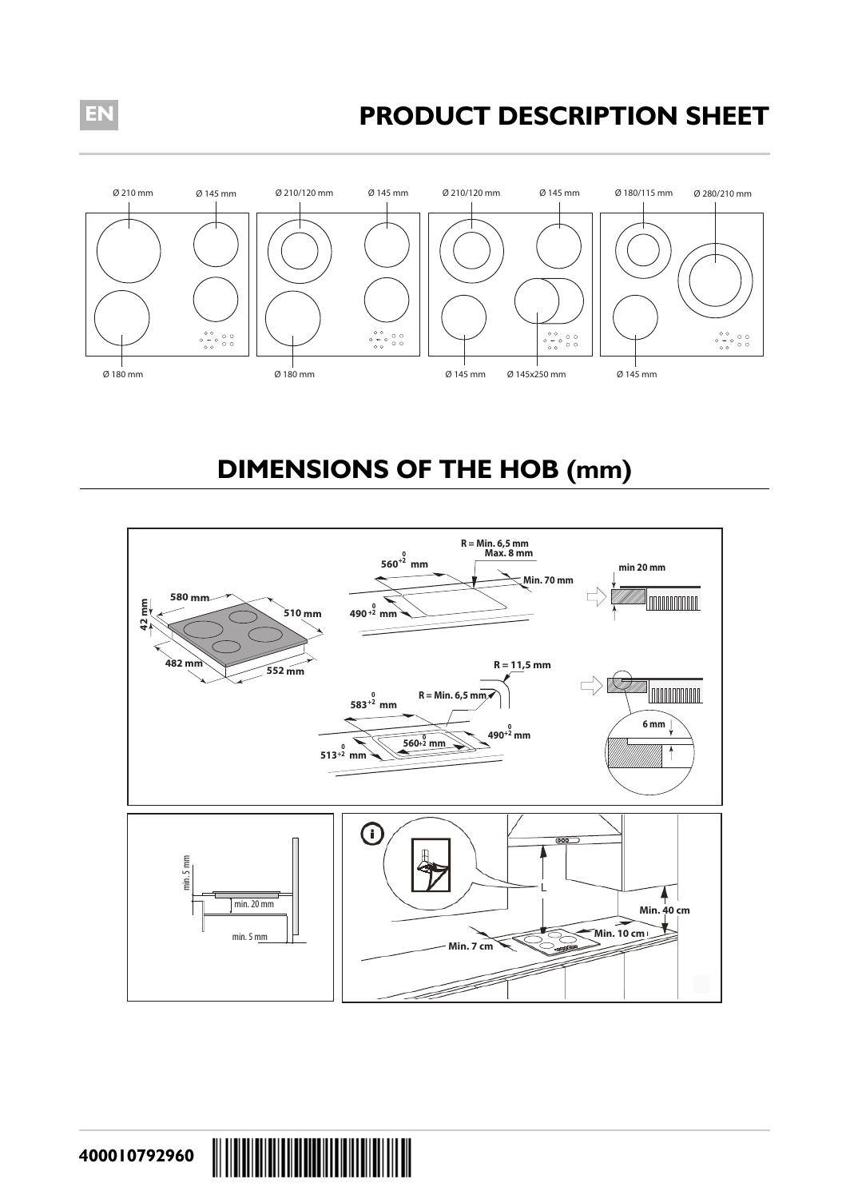# PRODUCT DESCRIPTION SHEET

Ø 210 mm    Ø 145 mm    Ø 210/120 mm    Ø 145 mm    Ø 210/120 mm    Ø 145 mm    Ø 180/115 mm    Ø 280/210 mm

Ø 180 mm    Ø 180 mm    Ø 145 mm    Ø 145x250 mm    Ø 145 mm

# DIMENSIONS OF THE HOB (mm)

580 mm, 510 mm, 42 mm, 482 mm, 552 mm

R = Min. 6,5 mm Max. 8 mm

$560^{+2}_{0}$ mm

Min. 70 mm

$490^{+2}_{0}$ mm

min 20 mm

R = 11,5 mm

R = Min. 6,5 mm

$583^{+2}_{0}$ mm

$490^{+2}_{0}$ mm

$560^{+2}_{0}$ mm

$513^{+2}_{0}$ mm

6 mm

min. 5 mm

min. 20 mm

min. 5 mm

L

Min. 40 cm

Min. 10 cm

Min. 7 cm

400010792960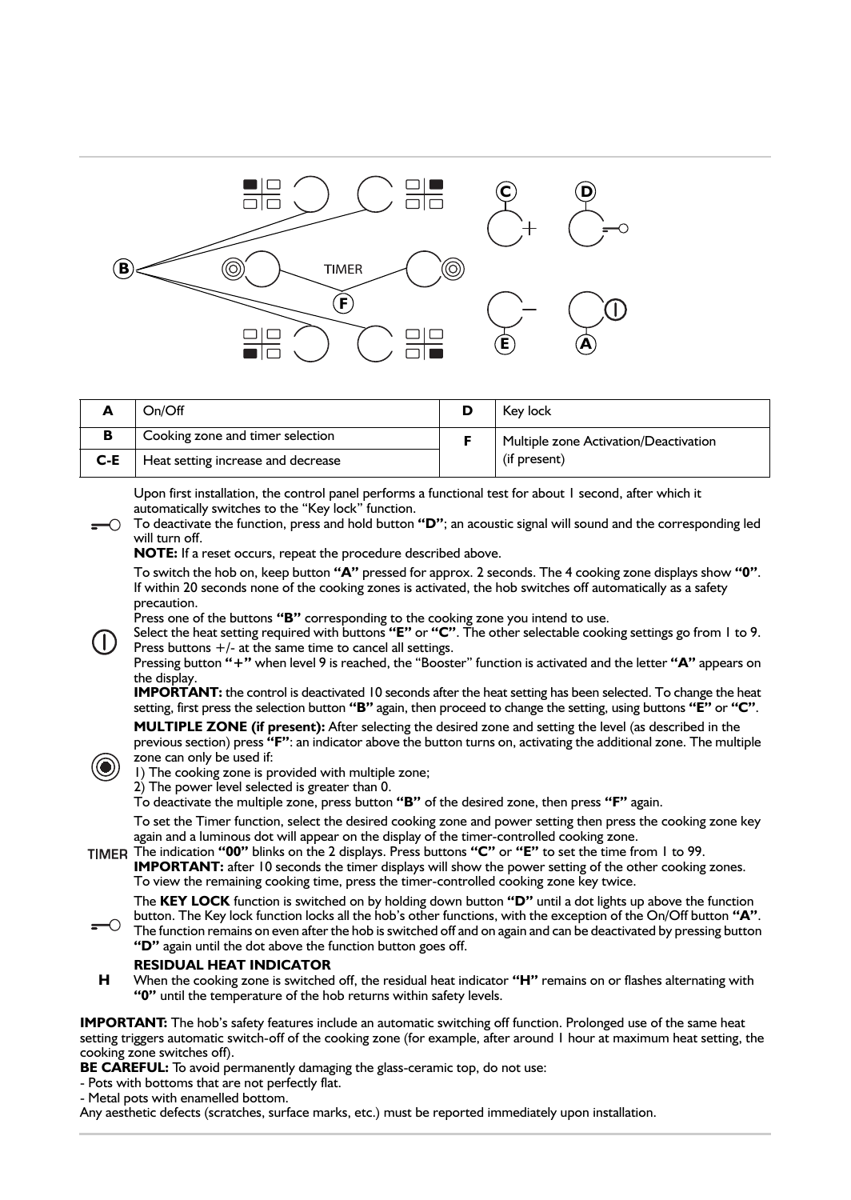B

TIMER

F

C

D

E

A

| | | | |
|---|---|---|---|
| **A** | On/Off | **D** | Key lock |
| **B** | Cooking zone and timer selection | **F** | Multiple zone Activation/Deactivation (if present) |
| **C-E** | Heat setting increase and decrease | | |

Upon first installation, the control panel performs a functional test for about 1 second, after which it automatically switches to the "Key lock" function.
To deactivate the function, press and hold button **"D"**; an acoustic signal will sound and the corresponding led will turn off.
**NOTE:** If a reset occurs, repeat the procedure described above.

To switch the hob on, keep button **"A"** pressed for approx. 2 seconds. The 4 cooking zone displays show **"0"**. If within 20 seconds none of the cooking zones is activated, the hob switches off automatically as a safety precaution.
Press one of the buttons **"B"** corresponding to the cooking zone you intend to use.
Select the heat setting required with buttons **"E"** or **"C"**. The other selectable cooking settings go from 1 to 9. Press buttons +/- at the same time to cancel all settings.
Pressing button **"+"** when level 9 is reached, the "Booster" function is activated and the letter **"A"** appears on the display.
**IMPORTANT:** the control is deactivated 10 seconds after the heat setting has been selected. To change the heat setting, first press the selection button **"B"** again, then proceed to change the setting, using buttons **"E"** or **"C"**.

**MULTIPLE ZONE (if present):** After selecting the desired zone and setting the level (as described in the previous section) press **"F"**: an indicator above the button turns on, activating the additional zone. The multiple zone can only be used if:
1) The cooking zone is provided with multiple zone;
2) The power level selected is greater than 0.
To deactivate the multiple zone, press button **"B"** of the desired zone, then press **"F"** again.

TIMER To set the Timer function, select the desired cooking zone and power setting then press the cooking zone key again and a luminous dot will appear on the display of the timer-controlled cooking zone.
The indication **"00"** blinks on the 2 displays. Press buttons **"C"** or **"E"** to set the time from 1 to 99.
**IMPORTANT:** after 10 seconds the timer displays will show the power setting of the other cooking zones.
To view the remaining cooking time, press the timer-controlled cooking zone key twice.

The **KEY LOCK** function is switched on by holding down button **"D"** until a dot lights up above the function button. The Key lock function locks all the hob's other functions, with the exception of the On/Off button **"A"**. The function remains on even after the hob is switched off and on again and can be deactivated by pressing button **"D"** again until the dot above the function button goes off.

**RESIDUAL HEAT INDICATOR**

**H** When the cooking zone is switched off, the residual heat indicator **"H"** remains on or flashes alternating with **"0"** until the temperature of the hob returns within safety levels.

**IMPORTANT:** The hob's safety features include an automatic switching off function. Prolonged use of the same heat setting triggers automatic switch-off of the cooking zone (for example, after around 1 hour at maximum heat setting, the cooking zone switches off).
**BE CAREFUL:** To avoid permanently damaging the glass-ceramic top, do not use:
- Pots with bottoms that are not perfectly flat.
- Metal pots with enamelled bottom.
Any aesthetic defects (scratches, surface marks, etc.) must be reported immediately upon installation.